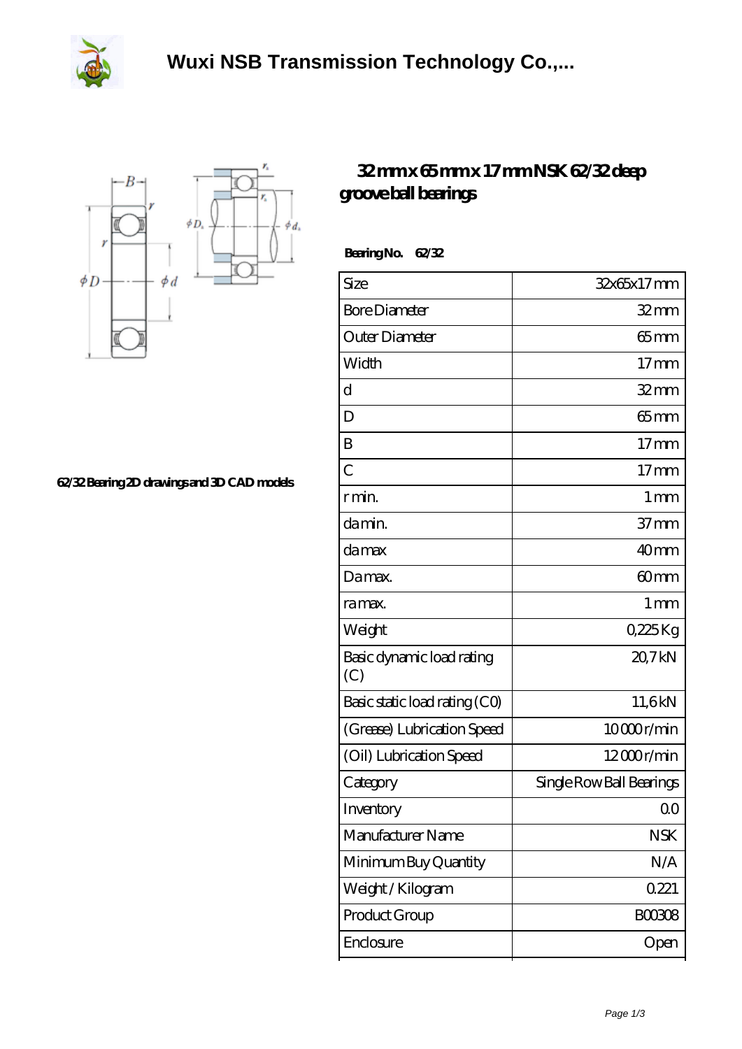# Wuxi NSB Transmission Technology Co.,...

62/32 Bearing 2D drawings and 3D CAD models

## 32 mm x 65 mm x 17 mm NSK 62/32 deep groove ball bearings

**Bearing No.** 62/32

| Size | 32x65x17 mm |
|---|---|
| Bore Diameter | 32 mm |
| Outer Diameter | 65 mm |
| Width | 17 mm |
| d | 32 mm |
| D | 65 mm |
| B | 17 mm |
| C | 17 mm |
| r min. | 1 mm |
| da min. | 37 mm |
| da max | 40 mm |
| Da max. | 60 mm |
| ra max. | 1 mm |
| Weight | 0,225 Kg |
| Basic dynamic load rating (C) | 20,7 kN |
| Basic static load rating (C0) | 11,6 kN |
| (Grease) Lubrication Speed | 10 000 r/min |
| (Oil) Lubrication Speed | 12 000 r/min |
| Category | Single Row Ball Bearings |
| Inventory | 0.0 |
| Manufacturer Name | NSK |
| Minimum Buy Quantity | N/A |
| Weight / Kilogram | 0.221 |
| Product Group | B00308 |
| Enclosure | Open |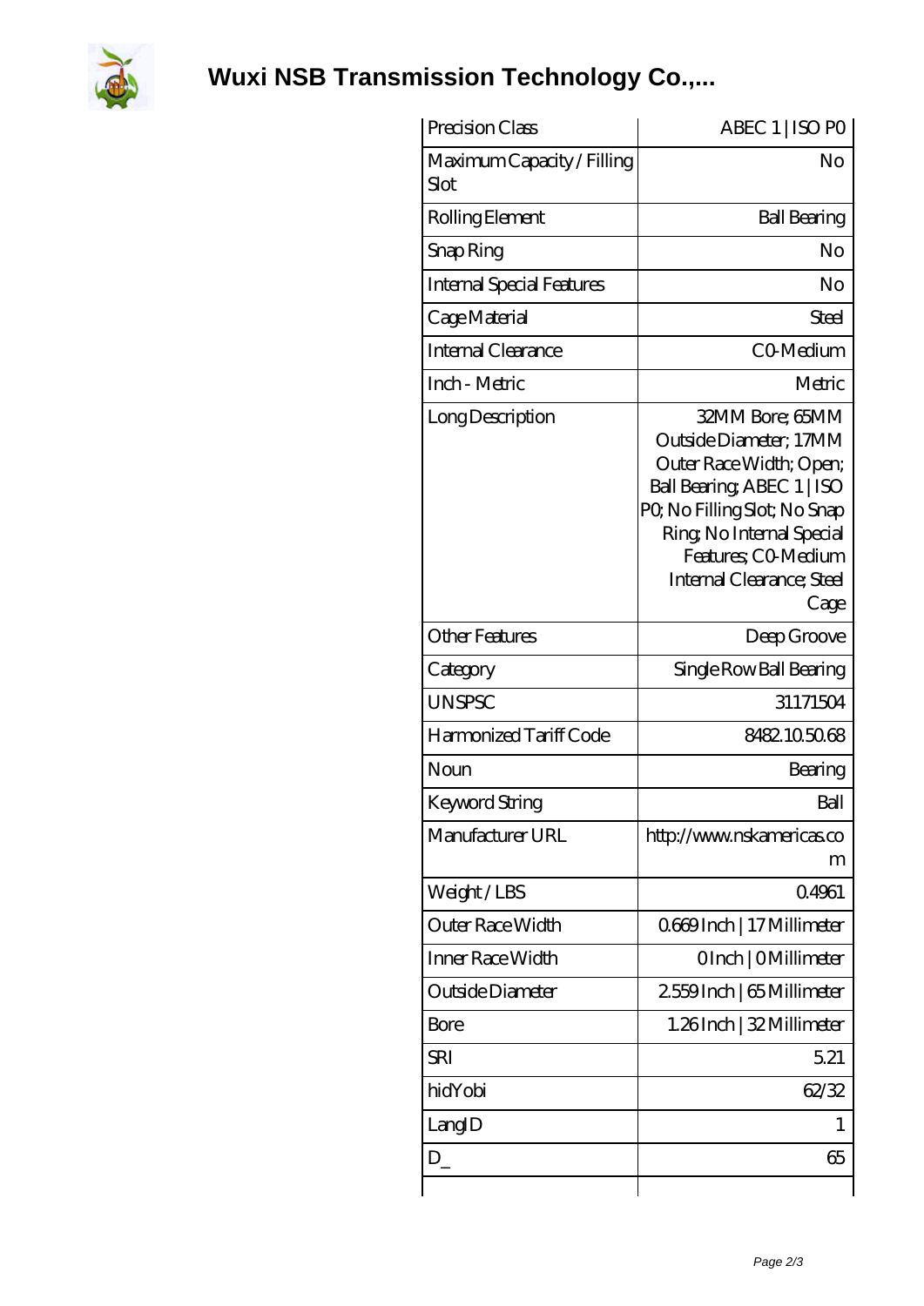# Wuxi NSB Transmission Technology Co.,...

| Precision Class | ABEC 1 \| ISO P0 |
|---|---|
| Maximum Capacity / Filling Slot | No |
| Rolling Element | Ball Bearing |
| Snap Ring | No |
| Internal Special Features | No |
| Cage Material | Steel |
| Internal Clearance | C0-Medium |
| Inch - Metric | Metric |
| Long Description | 32MM Bore; 65MM Outside Diameter; 17MM Outer Race Width; Open; Ball Bearing; ABEC 1 \| ISO P0; No Filling Slot; No Snap Ring; No Internal Special Features; C0-Medium Internal Clearance; Steel Cage |
| Other Features | Deep Groove |
| Category | Single Row Ball Bearing |
| UNSPSC | 31171504 |
| Harmonized Tariff Code | 8482.10.50.68 |
| Noun | Bearing |
| Keyword String | Ball |
| Manufacturer URL | http://www.nskamericas.com |
| Weight / LBS | 0.4961 |
| Outer Race Width | 0.669 Inch \| 17 Millimeter |
| Inner Race Width | 0 Inch \| 0 Millimeter |
| Outside Diameter | 2.559 Inch \| 65 Millimeter |
| Bore | 1.26 Inch \| 32 Millimeter |
| SRI | 5.21 |
| hidYobi | 62/32 |
| LangID | 1 |
| D_ | 65 |
| | |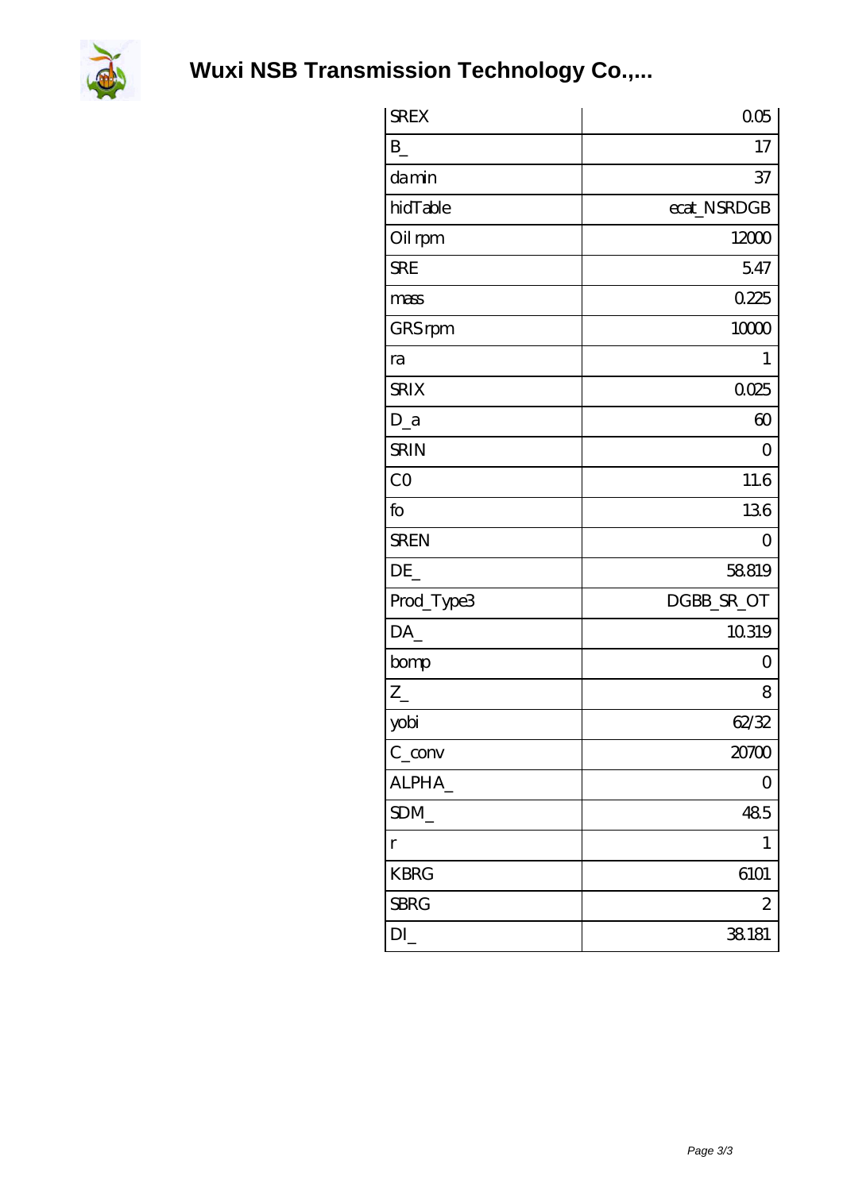# Wuxi NSB Transmission Technology Co.,...

| | |
|---|---|
| SREX | 0.05 |
| B_ | 17 |
| da min | 37 |
| hidTable | ecat_NSRDGB |
| Oil rpm | 12000 |
| SRE | 5.47 |
| mass | 0.225 |
| GRS rpm | 10000 |
| ra | 1 |
| SRIX | 0.025 |
| D_a | 60 |
| SRIN | 0 |
| C0 | 11.6 |
| fo | 13.6 |
| SREN | 0 |
| DE_ | 58.819 |
| Prod_Type3 | DGBB_SR_OT |
| DA_ | 10.319 |
| bomp | 0 |
| Z_ | 8 |
| yobi | 62/32 |
| C_conv | 20700 |
| ALPHA_ | 0 |
| SDM_ | 48.5 |
| r | 1 |
| KBRG | 6101 |
| SBRG | 2 |
| DI_ | 38.181 |